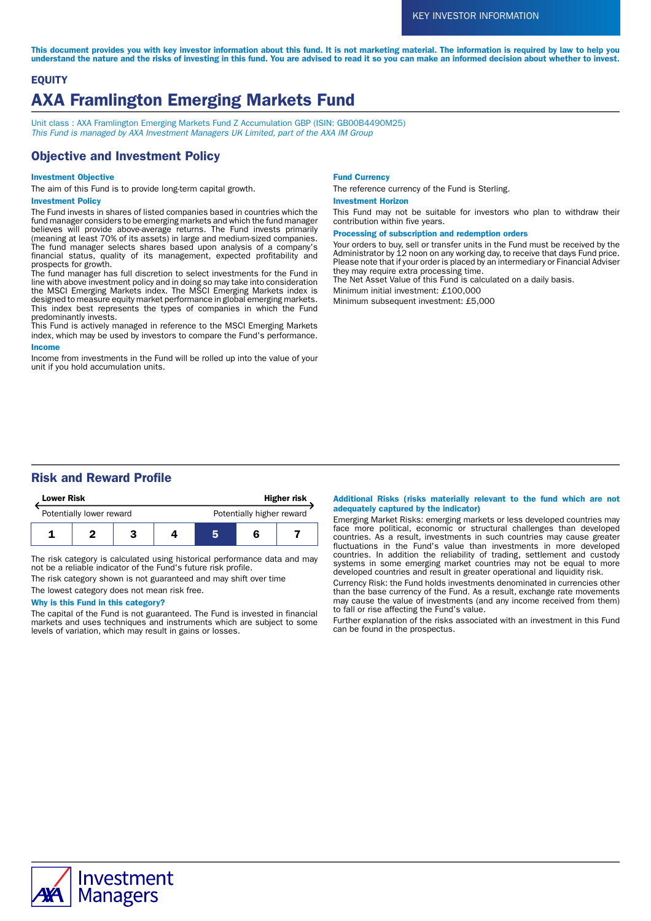KEY INVESTOR INFORMATION

**This document provides you with key investor information about this fund. It is not marketing material. The information is required by law to help you understand the nature and the risks of investing in this fund. You are advised to read it so you can make an informed decision about whether to invest.**

**EQUITY**

# AXA Framlington Emerging Markets Fund

Unit class : AXA Framlington Emerging Markets Fund Z Accumulation GBP (ISIN: GB00B4490M25)
*This Fund is managed by AXA Investment Managers UK Limited, part of the AXA IM Group*

## Objective and Investment Policy

### Investment Objective

The aim of this Fund is to provide long-term capital growth.

### Investment Policy

The Fund invests in shares of listed companies based in countries which the fund manager considers to be emerging markets and which the fund manager believes will provide above-average returns. The Fund invests primarily (meaning at least 70% of its assets) in large and medium-sized companies. The fund manager selects shares based upon analysis of a company's financial status, quality of its management, expected profitability and prospects for growth.
The fund manager has full discretion to select investments for the Fund in line with above investment policy and in doing so may take into consideration the MSCI Emerging Markets index. The MSCI Emerging Markets index is designed to measure equity market performance in global emerging markets. This index best represents the types of companies in which the Fund predominantly invests.
This Fund is actively managed in reference to the MSCI Emerging Markets index, which may be used by investors to compare the Fund's performance.

### Income

Income from investments in the Fund will be rolled up into the value of your unit if you hold accumulation units.

### Fund Currency

The reference currency of the Fund is Sterling.

### Investment Horizon

This Fund may not be suitable for investors who plan to withdraw their contribution within five years.

### Processing of subscription and redemption orders

Your orders to buy, sell or transfer units in the Fund must be received by the Administrator by 12 noon on any working day, to receive that days Fund price. Please note that if your order is placed by an intermediary or Financial Adviser they may require extra processing time.
The Net Asset Value of this Fund is calculated on a daily basis.

Minimum initial investment: £100,000

Minimum subsequent investment: £5,000

## Risk and Reward Profile

| **Lower Risk** | | | | | | **Higher risk** |
|---|---|---|---|---|---|---|
| Potentially lower reward | | | | | | Potentially higher reward |
| 1 | 2 | 3 | 4 | **5** | 6 | 7 |

The risk category is calculated using historical performance data and may not be a reliable indicator of the Fund's future risk profile.

The risk category shown is not guaranteed and may shift over time

The lowest category does not mean risk free.

### Why is this Fund in this category?

The capital of the Fund is not guaranteed. The Fund is invested in financial markets and uses techniques and instruments which are subject to some levels of variation, which may result in gains or losses.

### Additional Risks (risks materially relevant to the fund which are not adequately captured by the indicator)

Emerging Market Risks: emerging markets or less developed countries may face more political, economic or structural challenges than developed countries. As a result, investments in such countries may cause greater fluctuations in the Fund's value than investments in more developed countries. In addition the reliability of trading, settlement and custody systems in some emerging market countries may not be equal to more developed countries and result in greater operational and liquidity risk.

Currency Risk: the Fund holds investments denominated in currencies other than the base currency of the Fund. As a result, exchange rate movements may cause the value of investments (and any income received from them) to fall or rise affecting the Fund's value.

Further explanation of the risks associated with an investment in this Fund can be found in the prospectus.

AXA Investment Managers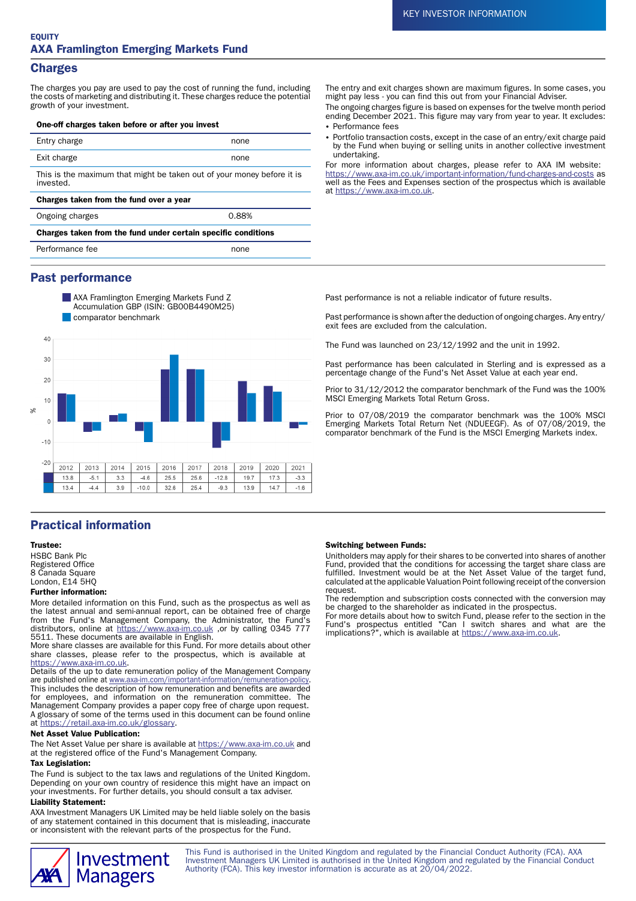## Charges

The charges you pay are used to pay the cost of running the fund, including the costs of marketing and distributing it. These charges reduce the potential growth of your investment.

| **One-off charges taken before or after you invest** | |
|---|---|
| Entry charge | none |
| Exit charge | none |
| This is the maximum that might be taken out of your money before it is invested. | |
| **Charges taken from the fund over a year** | |
| Ongoing charges | 0.88% |
| **Charges taken from the fund under certain specific conditions** | |
| Performance fee | none |

The entry and exit charges shown are maximum figures. In some cases, you might pay less - you can find this out from your Financial Adviser.

The ongoing charges figure is based on expenses for the twelve month period ending December 2021. This figure may vary from year to year. It excludes:

- Performance fees
- Portfolio transaction costs, except in the case of an entry/exit charge paid by the Fund when buying or selling units in another collective investment undertaking.

For more information about charges, please refer to AXA IM website: https://www.axa-im.co.uk/important-information/fund-charges-and-costs as well as the Fees and Expenses section of the prospectus which is available at https://www.axa-im.co.uk.

## Past performance

AXA Framlington Emerging Markets Fund Z Accumulation GBP (ISIN: GB00B4490M25)
comparator benchmark

%
40
30
20
10
0
-10
-20

| | 2012 | 2013 | 2014 | 2015 | 2016 | 2017 | 2018 | 2019 | 2020 | 2021 |
|---|---|---|---|---|---|---|---|---|---|---|
| Fund | 13.8 | -5.1 | 3.3 | -4.6 | 25.5 | 25.6 | -12.8 | 19.7 | 17.3 | -3.3 |
| Benchmark | 13.4 | -4.4 | 3.9 | -10.0 | 32.6 | 25.4 | -9.3 | 13.9 | 14.7 | -1.6 |

Past performance is not a reliable indicator of future results.

Past performance is shown after the deduction of ongoing charges. Any entry/exit fees are excluded from the calculation.

The Fund was launched on 23/12/1992 and the unit in 1992.

Past performance has been calculated in Sterling and is expressed as a percentage change of the Fund's Net Asset Value at each year end.

Prior to 31/12/2012 the comparator benchmark of the Fund was the 100% MSCI Emerging Markets Total Return Gross.

Prior to 07/08/2019 the comparator benchmark was the 100% MSCI Emerging Markets Total Return Net (NDUEEGF). As of 07/08/2019, the comparator benchmark of the Fund is the MSCI Emerging Markets index.

## Practical information

**Trustee:**
HSBC Bank Plc
Registered Office
8 Canada Square
London, E14 5HQ

**Further information:**
More detailed information on this Fund, such as the prospectus as well as the latest annual and semi-annual report, can be obtained free of charge from the Fund's Management Company, the Administrator, the Fund's distributors, online at https://www.axa-im.co.uk ,or by calling 0345 777 5511. These documents are available in English.
More share classes are available for this Fund. For more details about other share classes, please refer to the prospectus, which is available at https://www.axa-im.co.uk.
Details of the up to date remuneration policy of the Management Company are published online at www.axa-im.com/important-information/remuneration-policy. This includes the description of how remuneration and benefits are awarded for employees, and information on the remuneration committee. The Management Company provides a paper copy free of charge upon request.
A glossary of some of the terms used in this document can be found online at https://retail.axa-im.co.uk/glossary.

**Net Asset Value Publication:**
The Net Asset Value per share is available at https://www.axa-im.co.uk and at the registered office of the Fund's Management Company.

**Tax Legislation:**
The Fund is subject to the tax laws and regulations of the United Kingdom. Depending on your own country of residence this might have an impact on your investments. For further details, you should consult a tax adviser.

**Liability Statement:**
AXA Investment Managers UK Limited may be held liable solely on the basis of any statement contained in this document that is misleading, inaccurate or inconsistent with the relevant parts of the prospectus for the Fund.

**Switching between Funds:**
Unitholders may apply for their shares to be converted into shares of another Fund, provided that the conditions for accessing the target share class are fulfilled. Investment would be at the Net Asset Value of the target fund, calculated at the applicable Valuation Point following receipt of the conversion request.
The redemption and subscription costs connected with the conversion may be charged to the shareholder as indicated in the prospectus.
For more details about how to switch Fund, please refer to the section in the Fund's prospectus entitled "Can I switch shares and what are the implications?", which is available at https://www.axa-im.co.uk.

AXA Investment Managers

This Fund is authorised in the United Kingdom and regulated by the Financial Conduct Authority (FCA). AXA Investment Managers UK Limited is authorised in the United Kingdom and regulated by the Financial Conduct Authority (FCA). This key investor information is accurate as at 20/04/2022.